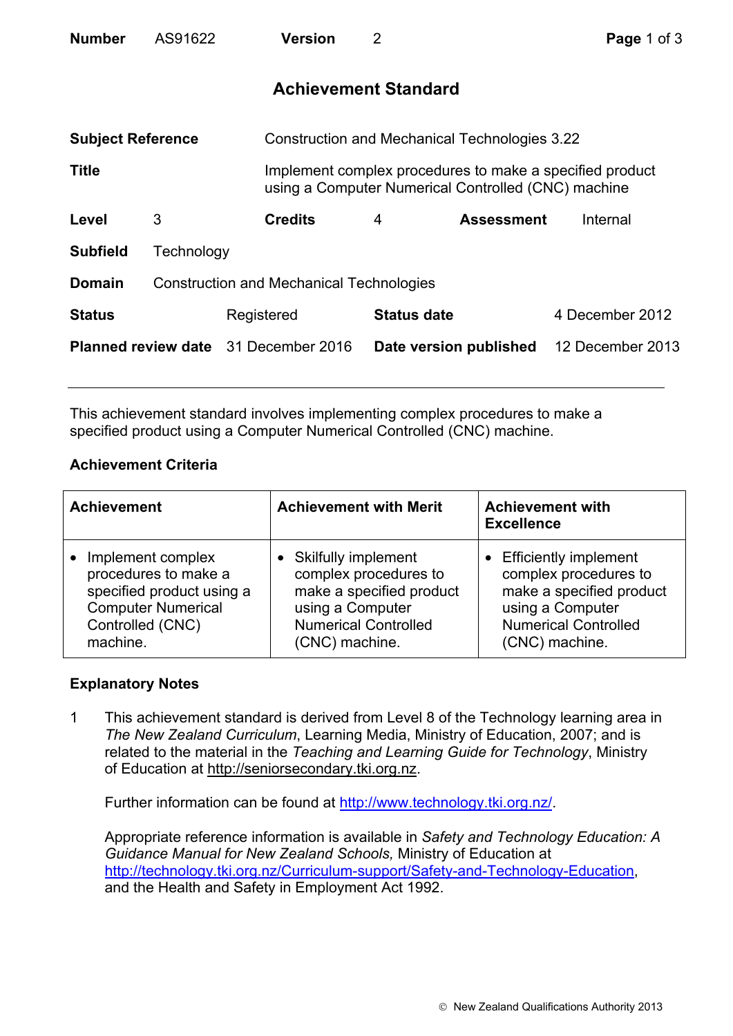| **Number** | AS91622 | **Version** | 2 |
|---|---|---|---|

# Achievement Standard

| | |
|---|---|
| **Subject Reference** | Construction and Mechanical Technologies 3.22 |
| **Title** | Implement complex procedures to make a specified product using a Computer Numerical Controlled (CNC) machine |

| **Level** | 3 | **Credits** | 4 | **Assessment** | Internal |
|---|---|---|---|---|---|

| | |
|---|---|
| **Subfield** | Technology |
| **Domain** | Construction and Mechanical Technologies |

| **Status** | Registered | **Status date** | 4 December 2012 |
|---|---|---|---|
| **Planned review date** | 31 December 2016 | **Date version published** | 12 December 2013 |

---

This achievement standard involves implementing complex procedures to make a specified product using a Computer Numerical Controlled (CNC) machine.

## Achievement Criteria

| Achievement | Achievement with Merit | Achievement with Excellence |
|---|---|---|
| • Implement complex procedures to make a specified product using a Computer Numerical Controlled (CNC) machine. | • Skilfully implement complex procedures to make a specified product using a Computer Numerical Controlled (CNC) machine. | • Efficiently implement complex procedures to make a specified product using a Computer Numerical Controlled (CNC) machine. |

## Explanatory Notes

1 This achievement standard is derived from Level 8 of the Technology learning area in *The New Zealand Curriculum*, Learning Media, Ministry of Education, 2007; and is related to the material in the *Teaching and Learning Guide for Technology*, Ministry of Education at http://seniorsecondary.tki.org.nz.

Further information can be found at http://www.technology.tki.org.nz/.

Appropriate reference information is available in *Safety and Technology Education: A Guidance Manual for New Zealand Schools,* Ministry of Education at http://technology.tki.org.nz/Curriculum-support/Safety-and-Technology-Education, and the Health and Safety in Employment Act 1992.

© New Zealand Qualifications Authority 2013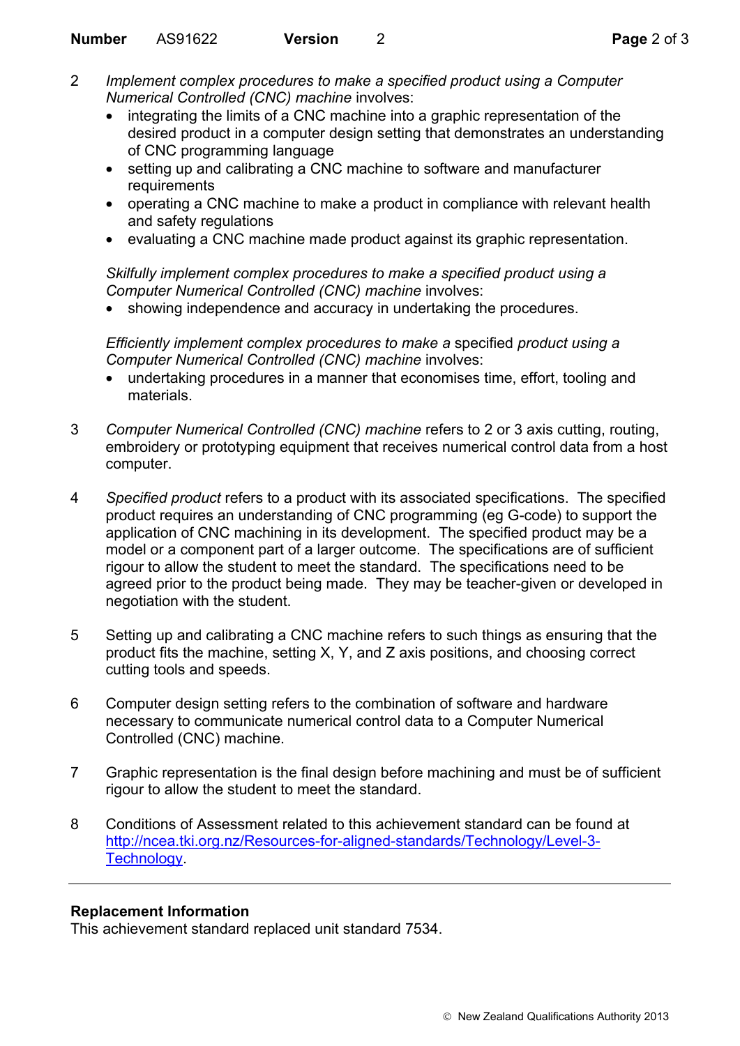2 *Implement complex procedures to make a specified product using a Computer Numerical Controlled (CNC) machine* involves:
   - integrating the limits of a CNC machine into a graphic representation of the desired product in a computer design setting that demonstrates an understanding of CNC programming language
   - setting up and calibrating a CNC machine to software and manufacturer requirements
   - operating a CNC machine to make a product in compliance with relevant health and safety regulations
   - evaluating a CNC machine made product against its graphic representation.

   *Skilfully implement complex procedures to make a specified product using a Computer Numerical Controlled (CNC) machine* involves:
   - showing independence and accuracy in undertaking the procedures.

   *Efficiently implement complex procedures to make a* specified *product using a Computer Numerical Controlled (CNC) machine* involves:
   - undertaking procedures in a manner that economises time, effort, tooling and materials.

3 *Computer Numerical Controlled (CNC) machine* refers to 2 or 3 axis cutting, routing, embroidery or prototyping equipment that receives numerical control data from a host computer.

4 *Specified product* refers to a product with its associated specifications. The specified product requires an understanding of CNC programming (eg G-code) to support the application of CNC machining in its development. The specified product may be a model or a component part of a larger outcome. The specifications are of sufficient rigour to allow the student to meet the standard. The specifications need to be agreed prior to the product being made. They may be teacher-given or developed in negotiation with the student.

5 Setting up and calibrating a CNC machine refers to such things as ensuring that the product fits the machine, setting X, Y, and Z axis positions, and choosing correct cutting tools and speeds.

6 Computer design setting refers to the combination of software and hardware necessary to communicate numerical control data to a Computer Numerical Controlled (CNC) machine.

7 Graphic representation is the final design before machining and must be of sufficient rigour to allow the student to meet the standard.

8 Conditions of Assessment related to this achievement standard can be found at [http://ncea.tki.org.nz/Resources-for-aligned-standards/Technology/Level-3-Technology](http://ncea.tki.org.nz/Resources-for-aligned-standards/Technology/Level-3-Technology).

---

**Replacement Information**

This achievement standard replaced unit standard 7534.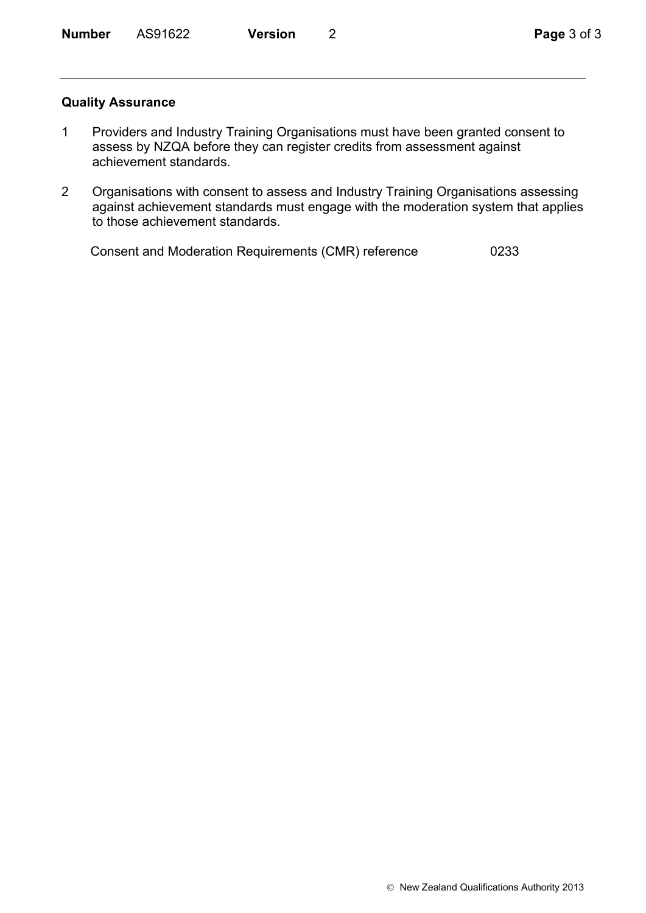**Quality Assurance**

1. Providers and Industry Training Organisations must have been granted consent to assess by NZQA before they can register credits from assessment against achievement standards.

2. Organisations with consent to assess and Industry Training Organisations assessing against achievement standards must engage with the moderation system that applies to those achievement standards.

Consent and Moderation Requirements (CMR) reference 0233

© New Zealand Qualifications Authority 2013